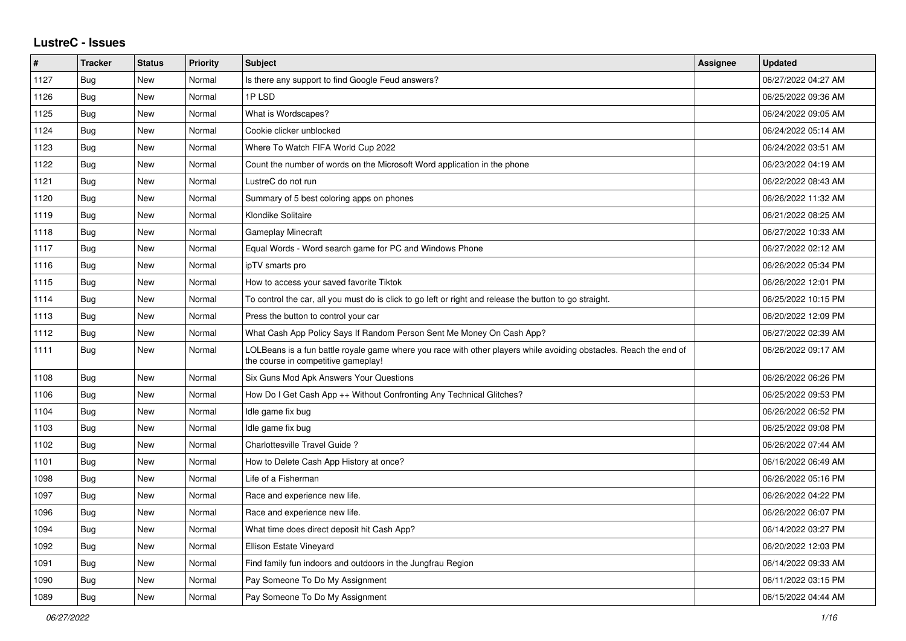# LustreC - Issues

| # | Tracker | Status | Priority | Subject | Assignee | Updated |
|---|---|---|---|---|---|---|
| 1127 | Bug | New | Normal | Is there any support to find Google Feud answers? | | 06/27/2022 04:27 AM |
| 1126 | Bug | New | Normal | 1P LSD | | 06/25/2022 09:36 AM |
| 1125 | Bug | New | Normal | What is Wordscapes? | | 06/24/2022 09:05 AM |
| 1124 | Bug | New | Normal | Cookie clicker unblocked | | 06/24/2022 05:14 AM |
| 1123 | Bug | New | Normal | Where To Watch FIFA World Cup 2022 | | 06/24/2022 03:51 AM |
| 1122 | Bug | New | Normal | Count the number of words on the Microsoft Word application in the phone | | 06/23/2022 04:19 AM |
| 1121 | Bug | New | Normal | LustreC do not run | | 06/22/2022 08:43 AM |
| 1120 | Bug | New | Normal | Summary of 5 best coloring apps on phones | | 06/26/2022 11:32 AM |
| 1119 | Bug | New | Normal | Klondike Solitaire | | 06/21/2022 08:25 AM |
| 1118 | Bug | New | Normal | Gameplay Minecraft | | 06/27/2022 10:33 AM |
| 1117 | Bug | New | Normal | Equal Words - Word search game for PC and Windows Phone | | 06/27/2022 02:12 AM |
| 1116 | Bug | New | Normal | ipTV smarts pro | | 06/26/2022 05:34 PM |
| 1115 | Bug | New | Normal | How to access your saved favorite Tiktok | | 06/26/2022 12:01 PM |
| 1114 | Bug | New | Normal | To control the car, all you must do is click to go left or right and release the button to go straight. | | 06/25/2022 10:15 PM |
| 1113 | Bug | New | Normal | Press the button to control your car | | 06/20/2022 12:09 PM |
| 1112 | Bug | New | Normal | What Cash App Policy Says If Random Person Sent Me Money On Cash App? | | 06/27/2022 02:39 AM |
| 1111 | Bug | New | Normal | LOLBeans is a fun battle royale game where you race with other players while avoiding obstacles. Reach the end of the course in competitive gameplay! | | 06/26/2022 09:17 AM |
| 1108 | Bug | New | Normal | Six Guns Mod Apk Answers Your Questions | | 06/26/2022 06:26 PM |
| 1106 | Bug | New | Normal | How Do I Get Cash App ++ Without Confronting Any Technical Glitches? | | 06/25/2022 09:53 PM |
| 1104 | Bug | New | Normal | Idle game fix bug | | 06/26/2022 06:52 PM |
| 1103 | Bug | New | Normal | Idle game fix bug | | 06/25/2022 09:08 PM |
| 1102 | Bug | New | Normal | Charlottesville Travel Guide ? | | 06/26/2022 07:44 AM |
| 1101 | Bug | New | Normal | How to Delete Cash App History at once? | | 06/16/2022 06:49 AM |
| 1098 | Bug | New | Normal | Life of a Fisherman | | 06/26/2022 05:16 PM |
| 1097 | Bug | New | Normal | Race and experience new life. | | 06/26/2022 04:22 PM |
| 1096 | Bug | New | Normal | Race and experience new life. | | 06/26/2022 06:07 PM |
| 1094 | Bug | New | Normal | What time does direct deposit hit Cash App? | | 06/14/2022 03:27 PM |
| 1092 | Bug | New | Normal | Ellison Estate Vineyard | | 06/20/2022 12:03 PM |
| 1091 | Bug | New | Normal | Find family fun indoors and outdoors in the Jungfrau Region | | 06/14/2022 09:33 AM |
| 1090 | Bug | New | Normal | Pay Someone To Do My Assignment | | 06/11/2022 03:15 PM |
| 1089 | Bug | New | Normal | Pay Someone To Do My Assignment | | 06/15/2022 04:44 AM |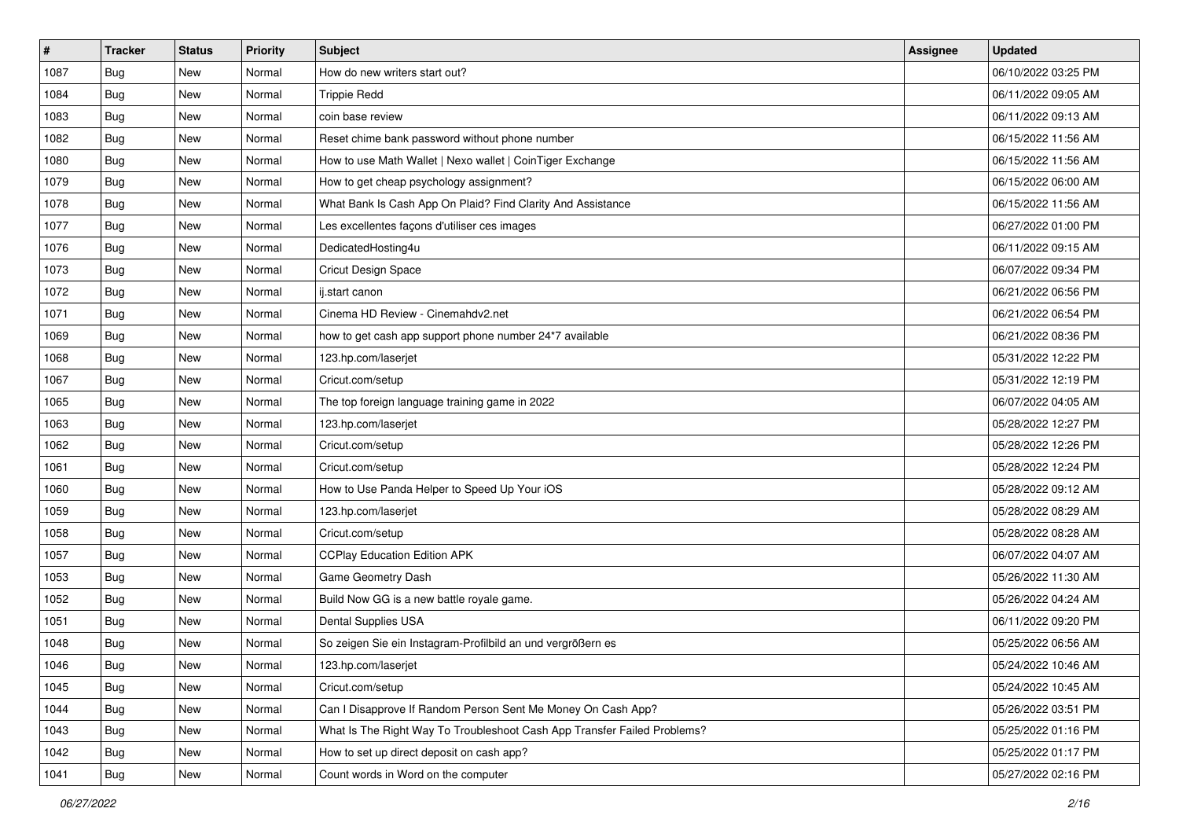| # | Tracker | Status | Priority | Subject | Assignee | Updated |
|---|---|---|---|---|---|---|
| 1087 | Bug | New | Normal | How do new writers start out? | | 06/10/2022 03:25 PM |
| 1084 | Bug | New | Normal | Trippie Redd | | 06/11/2022 09:05 AM |
| 1083 | Bug | New | Normal | coin base review | | 06/11/2022 09:13 AM |
| 1082 | Bug | New | Normal | Reset chime bank password without phone number | | 06/15/2022 11:56 AM |
| 1080 | Bug | New | Normal | How to use Math Wallet | Nexo wallet | CoinTiger Exchange | | 06/15/2022 11:56 AM |
| 1079 | Bug | New | Normal | How to get cheap psychology assignment? | | 06/15/2022 06:00 AM |
| 1078 | Bug | New | Normal | What Bank Is Cash App On Plaid? Find Clarity And Assistance | | 06/15/2022 11:56 AM |
| 1077 | Bug | New | Normal | Les excellentes façons d'utiliser ces images | | 06/27/2022 01:00 PM |
| 1076 | Bug | New | Normal | DedicatedHosting4u | | 06/11/2022 09:15 AM |
| 1073 | Bug | New | Normal | Cricut Design Space | | 06/07/2022 09:34 PM |
| 1072 | Bug | New | Normal | ij.start canon | | 06/21/2022 06:56 PM |
| 1071 | Bug | New | Normal | Cinema HD Review - Cinemahdv2.net | | 06/21/2022 06:54 PM |
| 1069 | Bug | New | Normal | how to get cash app support phone number 24*7 available | | 06/21/2022 08:36 PM |
| 1068 | Bug | New | Normal | 123.hp.com/laserjet | | 05/31/2022 12:22 PM |
| 1067 | Bug | New | Normal | Cricut.com/setup | | 05/31/2022 12:19 PM |
| 1065 | Bug | New | Normal | The top foreign language training game in 2022 | | 06/07/2022 04:05 AM |
| 1063 | Bug | New | Normal | 123.hp.com/laserjet | | 05/28/2022 12:27 PM |
| 1062 | Bug | New | Normal | Cricut.com/setup | | 05/28/2022 12:26 PM |
| 1061 | Bug | New | Normal | Cricut.com/setup | | 05/28/2022 12:24 PM |
| 1060 | Bug | New | Normal | How to Use Panda Helper to Speed Up Your iOS | | 05/28/2022 09:12 AM |
| 1059 | Bug | New | Normal | 123.hp.com/laserjet | | 05/28/2022 08:29 AM |
| 1058 | Bug | New | Normal | Cricut.com/setup | | 05/28/2022 08:28 AM |
| 1057 | Bug | New | Normal | CCPlay Education Edition APK | | 06/07/2022 04:07 AM |
| 1053 | Bug | New | Normal | Game Geometry Dash | | 05/26/2022 11:30 AM |
| 1052 | Bug | New | Normal | Build Now GG is a new battle royale game. | | 05/26/2022 04:24 AM |
| 1051 | Bug | New | Normal | Dental Supplies USA | | 06/11/2022 09:20 PM |
| 1048 | Bug | New | Normal | So zeigen Sie ein Instagram-Profilbild an und vergrößern es | | 05/25/2022 06:56 AM |
| 1046 | Bug | New | Normal | 123.hp.com/laserjet | | 05/24/2022 10:46 AM |
| 1045 | Bug | New | Normal | Cricut.com/setup | | 05/24/2022 10:45 AM |
| 1044 | Bug | New | Normal | Can I Disapprove If Random Person Sent Me Money On Cash App? | | 05/26/2022 03:51 PM |
| 1043 | Bug | New | Normal | What Is The Right Way To Troubleshoot Cash App Transfer Failed Problems? | | 05/25/2022 01:16 PM |
| 1042 | Bug | New | Normal | How to set up direct deposit on cash app? | | 05/25/2022 01:17 PM |
| 1041 | Bug | New | Normal | Count words in Word on the computer | | 05/27/2022 02:16 PM |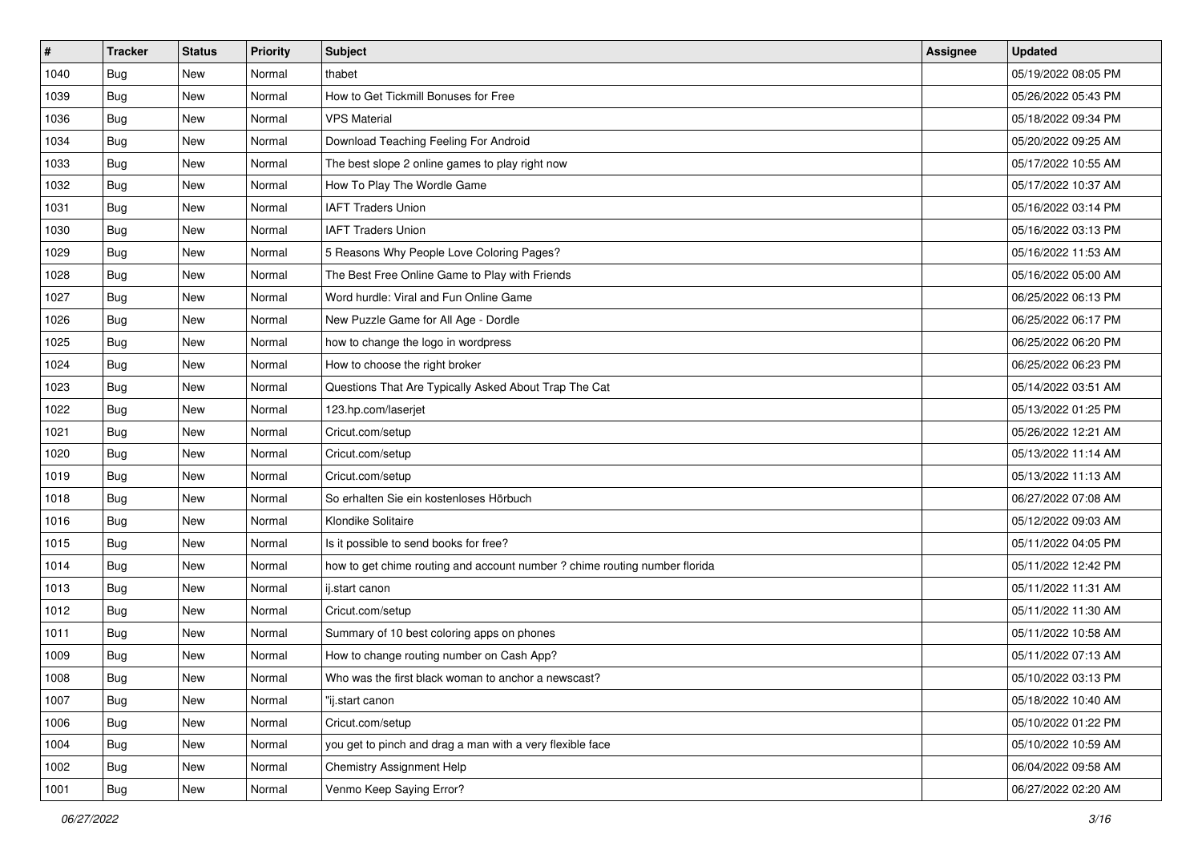| # | Tracker | Status | Priority | Subject | Assignee | Updated |
|---|---|---|---|---|---|---|
| 1040 | Bug | New | Normal | thabet | | 05/19/2022 08:05 PM |
| 1039 | Bug | New | Normal | How to Get Tickmill Bonuses for Free | | 05/26/2022 05:43 PM |
| 1036 | Bug | New | Normal | VPS Material | | 05/18/2022 09:34 PM |
| 1034 | Bug | New | Normal | Download Teaching Feeling For Android | | 05/20/2022 09:25 AM |
| 1033 | Bug | New | Normal | The best slope 2 online games to play right now | | 05/17/2022 10:55 AM |
| 1032 | Bug | New | Normal | How To Play The Wordle Game | | 05/17/2022 10:37 AM |
| 1031 | Bug | New | Normal | IAFT Traders Union | | 05/16/2022 03:14 PM |
| 1030 | Bug | New | Normal | IAFT Traders Union | | 05/16/2022 03:13 PM |
| 1029 | Bug | New | Normal | 5 Reasons Why People Love Coloring Pages? | | 05/16/2022 11:53 AM |
| 1028 | Bug | New | Normal | The Best Free Online Game to Play with Friends | | 05/16/2022 05:00 AM |
| 1027 | Bug | New | Normal | Word hurdle: Viral and Fun Online Game | | 06/25/2022 06:13 PM |
| 1026 | Bug | New | Normal | New Puzzle Game for All Age - Dordle | | 06/25/2022 06:17 PM |
| 1025 | Bug | New | Normal | how to change the logo in wordpress | | 06/25/2022 06:20 PM |
| 1024 | Bug | New | Normal | How to choose the right broker | | 06/25/2022 06:23 PM |
| 1023 | Bug | New | Normal | Questions That Are Typically Asked About Trap The Cat | | 05/14/2022 03:51 AM |
| 1022 | Bug | New | Normal | 123.hp.com/laserjet | | 05/13/2022 01:25 PM |
| 1021 | Bug | New | Normal | Cricut.com/setup | | 05/26/2022 12:21 AM |
| 1020 | Bug | New | Normal | Cricut.com/setup | | 05/13/2022 11:14 AM |
| 1019 | Bug | New | Normal | Cricut.com/setup | | 05/13/2022 11:13 AM |
| 1018 | Bug | New | Normal | So erhalten Sie ein kostenloses Hörbuch | | 06/27/2022 07:08 AM |
| 1016 | Bug | New | Normal | Klondike Solitaire | | 05/12/2022 09:03 AM |
| 1015 | Bug | New | Normal | Is it possible to send books for free? | | 05/11/2022 04:05 PM |
| 1014 | Bug | New | Normal | how to get chime routing and account number ? chime routing number florida | | 05/11/2022 12:42 PM |
| 1013 | Bug | New | Normal | ij.start canon | | 05/11/2022 11:31 AM |
| 1012 | Bug | New | Normal | Cricut.com/setup | | 05/11/2022 11:30 AM |
| 1011 | Bug | New | Normal | Summary of 10 best coloring apps on phones | | 05/11/2022 10:58 AM |
| 1009 | Bug | New | Normal | How to change routing number on Cash App? | | 05/11/2022 07:13 AM |
| 1008 | Bug | New | Normal | Who was the first black woman to anchor a newscast? | | 05/10/2022 03:13 PM |
| 1007 | Bug | New | Normal | "ij.start canon | | 05/18/2022 10:40 AM |
| 1006 | Bug | New | Normal | Cricut.com/setup | | 05/10/2022 01:22 PM |
| 1004 | Bug | New | Normal | you get to pinch and drag a man with a very flexible face | | 05/10/2022 10:59 AM |
| 1002 | Bug | New | Normal | Chemistry Assignment Help | | 06/04/2022 09:58 AM |
| 1001 | Bug | New | Normal | Venmo Keep Saying Error? | | 06/27/2022 02:20 AM |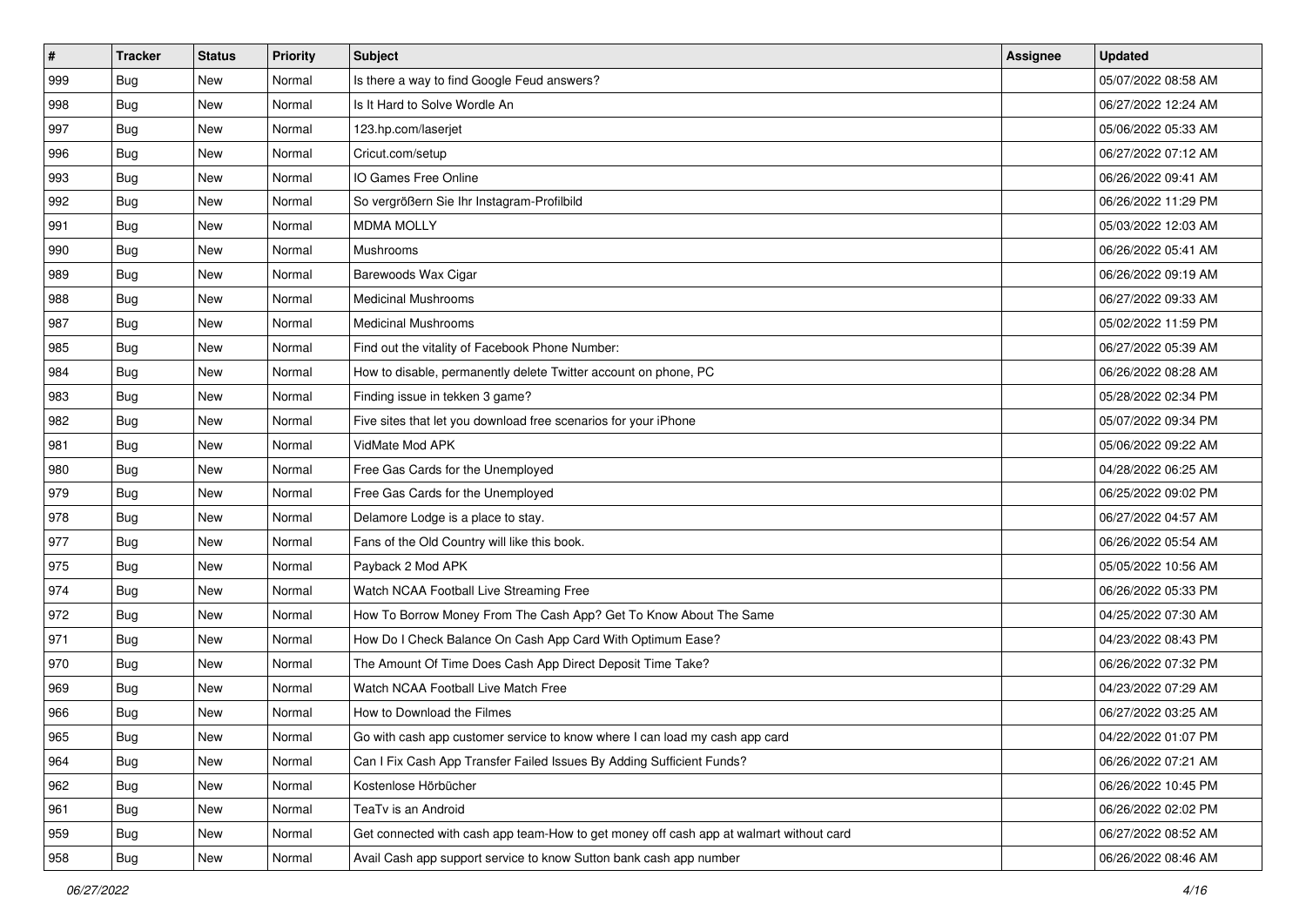| # | Tracker | Status | Priority | Subject | Assignee | Updated |
|---|---|---|---|---|---|---|
| 999 | Bug | New | Normal | Is there a way to find Google Feud answers? | | 05/07/2022 08:58 AM |
| 998 | Bug | New | Normal | Is It Hard to Solve Wordle An | | 06/27/2022 12:24 AM |
| 997 | Bug | New | Normal | 123.hp.com/laserjet | | 05/06/2022 05:33 AM |
| 996 | Bug | New | Normal | Cricut.com/setup | | 06/27/2022 07:12 AM |
| 993 | Bug | New | Normal | IO Games Free Online | | 06/26/2022 09:41 AM |
| 992 | Bug | New | Normal | So vergrößern Sie Ihr Instagram-Profilbild | | 06/26/2022 11:29 PM |
| 991 | Bug | New | Normal | MDMA MOLLY | | 05/03/2022 12:03 AM |
| 990 | Bug | New | Normal | Mushrooms | | 06/26/2022 05:41 AM |
| 989 | Bug | New | Normal | Barewoods Wax Cigar | | 06/26/2022 09:19 AM |
| 988 | Bug | New | Normal | Medicinal Mushrooms | | 06/27/2022 09:33 AM |
| 987 | Bug | New | Normal | Medicinal Mushrooms | | 05/02/2022 11:59 PM |
| 985 | Bug | New | Normal | Find out the vitality of Facebook Phone Number: | | 06/27/2022 05:39 AM |
| 984 | Bug | New | Normal | How to disable, permanently delete Twitter account on phone, PC | | 06/26/2022 08:28 AM |
| 983 | Bug | New | Normal | Finding issue in tekken 3 game? | | 05/28/2022 02:34 PM |
| 982 | Bug | New | Normal | Five sites that let you download free scenarios for your iPhone | | 05/07/2022 09:34 PM |
| 981 | Bug | New | Normal | VidMate Mod APK | | 05/06/2022 09:22 AM |
| 980 | Bug | New | Normal | Free Gas Cards for the Unemployed | | 04/28/2022 06:25 AM |
| 979 | Bug | New | Normal | Free Gas Cards for the Unemployed | | 06/25/2022 09:02 PM |
| 978 | Bug | New | Normal | Delamore Lodge is a place to stay. | | 06/27/2022 04:57 AM |
| 977 | Bug | New | Normal | Fans of the Old Country will like this book. | | 06/26/2022 05:54 AM |
| 975 | Bug | New | Normal | Payback 2 Mod APK | | 05/05/2022 10:56 AM |
| 974 | Bug | New | Normal | Watch NCAA Football Live Streaming Free | | 06/26/2022 05:33 PM |
| 972 | Bug | New | Normal | How To Borrow Money From The Cash App? Get To Know About The Same | | 04/25/2022 07:30 AM |
| 971 | Bug | New | Normal | How Do I Check Balance On Cash App Card With Optimum Ease? | | 04/23/2022 08:43 PM |
| 970 | Bug | New | Normal | The Amount Of Time Does Cash App Direct Deposit Time Take? | | 06/26/2022 07:32 PM |
| 969 | Bug | New | Normal | Watch NCAA Football Live Match Free | | 04/23/2022 07:29 AM |
| 966 | Bug | New | Normal | How to Download the Filmes | | 06/27/2022 03:25 AM |
| 965 | Bug | New | Normal | Go with cash app customer service to know where I can load my cash app card | | 04/22/2022 01:07 PM |
| 964 | Bug | New | Normal | Can I Fix Cash App Transfer Failed Issues By Adding Sufficient Funds? | | 06/26/2022 07:21 AM |
| 962 | Bug | New | Normal | Kostenlose Hörbücher | | 06/26/2022 10:45 PM |
| 961 | Bug | New | Normal | TeaTv is an Android | | 06/26/2022 02:02 PM |
| 959 | Bug | New | Normal | Get connected with cash app team-How to get money off cash app at walmart without card | | 06/27/2022 08:52 AM |
| 958 | Bug | New | Normal | Avail Cash app support service to know Sutton bank cash app number | | 06/26/2022 08:46 AM |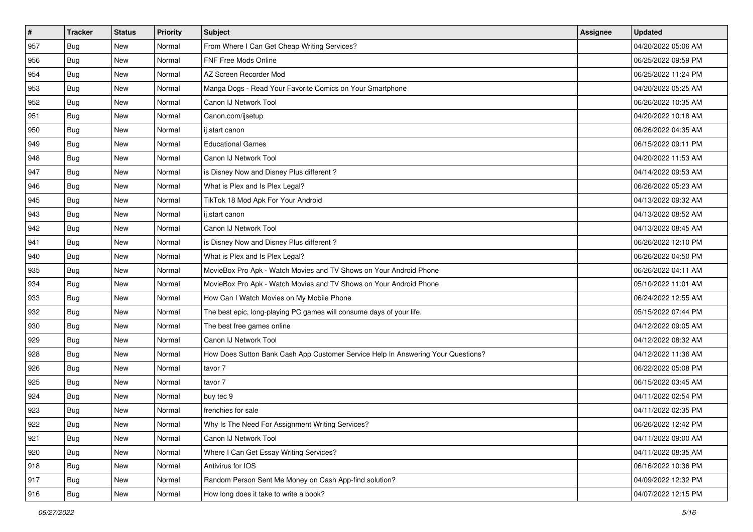| # | Tracker | Status | Priority | Subject | Assignee | Updated |
|---|---|---|---|---|---|---|
| 957 | Bug | New | Normal | From Where I Can Get Cheap Writing Services? | | 04/20/2022 05:06 AM |
| 956 | Bug | New | Normal | FNF Free Mods Online | | 06/25/2022 09:59 PM |
| 954 | Bug | New | Normal | AZ Screen Recorder Mod | | 06/25/2022 11:24 PM |
| 953 | Bug | New | Normal | Manga Dogs - Read Your Favorite Comics on Your Smartphone | | 04/20/2022 05:25 AM |
| 952 | Bug | New | Normal | Canon IJ Network Tool | | 06/26/2022 10:35 AM |
| 951 | Bug | New | Normal | Canon.com/ijsetup | | 04/20/2022 10:18 AM |
| 950 | Bug | New | Normal | ij.start canon | | 06/26/2022 04:35 AM |
| 949 | Bug | New | Normal | Educational Games | | 06/15/2022 09:11 PM |
| 948 | Bug | New | Normal | Canon IJ Network Tool | | 04/20/2022 11:53 AM |
| 947 | Bug | New | Normal | is Disney Now and Disney Plus different ? | | 04/14/2022 09:53 AM |
| 946 | Bug | New | Normal | What is Plex and Is Plex Legal? | | 06/26/2022 05:23 AM |
| 945 | Bug | New | Normal | TikTok 18 Mod Apk For Your Android | | 04/13/2022 09:32 AM |
| 943 | Bug | New | Normal | ij.start canon | | 04/13/2022 08:52 AM |
| 942 | Bug | New | Normal | Canon IJ Network Tool | | 04/13/2022 08:45 AM |
| 941 | Bug | New | Normal | is Disney Now and Disney Plus different ? | | 06/26/2022 12:10 PM |
| 940 | Bug | New | Normal | What is Plex and Is Plex Legal? | | 06/26/2022 04:50 PM |
| 935 | Bug | New | Normal | MovieBox Pro Apk - Watch Movies and TV Shows on Your Android Phone | | 06/26/2022 04:11 AM |
| 934 | Bug | New | Normal | MovieBox Pro Apk - Watch Movies and TV Shows on Your Android Phone | | 05/10/2022 11:01 AM |
| 933 | Bug | New | Normal | How Can I Watch Movies on My Mobile Phone | | 06/24/2022 12:55 AM |
| 932 | Bug | New | Normal | The best epic, long-playing PC games will consume days of your life. | | 05/15/2022 07:44 PM |
| 930 | Bug | New | Normal | The best free games online | | 04/12/2022 09:05 AM |
| 929 | Bug | New | Normal | Canon IJ Network Tool | | 04/12/2022 08:32 AM |
| 928 | Bug | New | Normal | How Does Sutton Bank Cash App Customer Service Help In Answering Your Questions? | | 04/12/2022 11:36 AM |
| 926 | Bug | New | Normal | tavor 7 | | 06/22/2022 05:08 PM |
| 925 | Bug | New | Normal | tavor 7 | | 06/15/2022 03:45 AM |
| 924 | Bug | New | Normal | buy tec 9 | | 04/11/2022 02:54 PM |
| 923 | Bug | New | Normal | frenchies for sale | | 04/11/2022 02:35 PM |
| 922 | Bug | New | Normal | Why Is The Need For Assignment Writing Services? | | 06/26/2022 12:42 PM |
| 921 | Bug | New | Normal | Canon IJ Network Tool | | 04/11/2022 09:00 AM |
| 920 | Bug | New | Normal | Where I Can Get Essay Writing Services? | | 04/11/2022 08:35 AM |
| 918 | Bug | New | Normal | Antivirus for IOS | | 06/16/2022 10:36 PM |
| 917 | Bug | New | Normal | Random Person Sent Me Money on Cash App-find solution? | | 04/09/2022 12:32 PM |
| 916 | Bug | New | Normal | How long does it take to write a book? | | 04/07/2022 12:15 PM |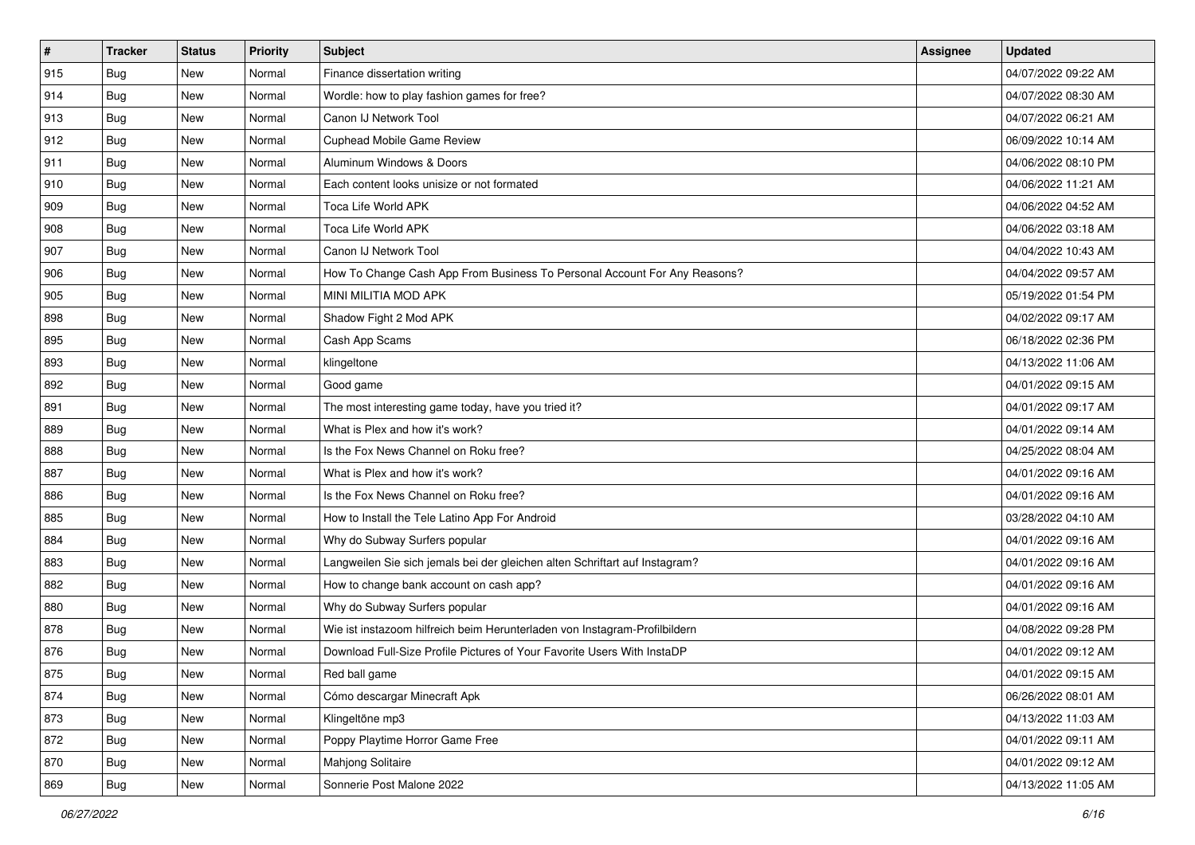| # | Tracker | Status | Priority | Subject | Assignee | Updated |
|---|---|---|---|---|---|---|
| 915 | Bug | New | Normal | Finance dissertation writing | | 04/07/2022 09:22 AM |
| 914 | Bug | New | Normal | Wordle: how to play fashion games for free? | | 04/07/2022 08:30 AM |
| 913 | Bug | New | Normal | Canon IJ Network Tool | | 04/07/2022 06:21 AM |
| 912 | Bug | New | Normal | Cuphead Mobile Game Review | | 06/09/2022 10:14 AM |
| 911 | Bug | New | Normal | Aluminum Windows & Doors | | 04/06/2022 08:10 PM |
| 910 | Bug | New | Normal | Each content looks unisize or not formated | | 04/06/2022 11:21 AM |
| 909 | Bug | New | Normal | Toca Life World APK | | 04/06/2022 04:52 AM |
| 908 | Bug | New | Normal | Toca Life World APK | | 04/06/2022 03:18 AM |
| 907 | Bug | New | Normal | Canon IJ Network Tool | | 04/04/2022 10:43 AM |
| 906 | Bug | New | Normal | How To Change Cash App From Business To Personal Account For Any Reasons? | | 04/04/2022 09:57 AM |
| 905 | Bug | New | Normal | MINI MILITIA MOD APK | | 05/19/2022 01:54 PM |
| 898 | Bug | New | Normal | Shadow Fight 2 Mod APK | | 04/02/2022 09:17 AM |
| 895 | Bug | New | Normal | Cash App Scams | | 06/18/2022 02:36 PM |
| 893 | Bug | New | Normal | klingeltone | | 04/13/2022 11:06 AM |
| 892 | Bug | New | Normal | Good game | | 04/01/2022 09:15 AM |
| 891 | Bug | New | Normal | The most interesting game today, have you tried it? | | 04/01/2022 09:17 AM |
| 889 | Bug | New | Normal | What is Plex and how it's work? | | 04/01/2022 09:14 AM |
| 888 | Bug | New | Normal | Is the Fox News Channel on Roku free? | | 04/25/2022 08:04 AM |
| 887 | Bug | New | Normal | What is Plex and how it's work? | | 04/01/2022 09:16 AM |
| 886 | Bug | New | Normal | Is the Fox News Channel on Roku free? | | 04/01/2022 09:16 AM |
| 885 | Bug | New | Normal | How to Install the Tele Latino App For Android | | 03/28/2022 04:10 AM |
| 884 | Bug | New | Normal | Why do Subway Surfers popular | | 04/01/2022 09:16 AM |
| 883 | Bug | New | Normal | Langweilen Sie sich jemals bei der gleichen alten Schriftart auf Instagram? | | 04/01/2022 09:16 AM |
| 882 | Bug | New | Normal | How to change bank account on cash app? | | 04/01/2022 09:16 AM |
| 880 | Bug | New | Normal | Why do Subway Surfers popular | | 04/01/2022 09:16 AM |
| 878 | Bug | New | Normal | Wie ist instazoom hilfreich beim Herunterladen von Instagram-Profilbildern | | 04/08/2022 09:28 PM |
| 876 | Bug | New | Normal | Download Full-Size Profile Pictures of Your Favorite Users With InstaDP | | 04/01/2022 09:12 AM |
| 875 | Bug | New | Normal | Red ball game | | 04/01/2022 09:15 AM |
| 874 | Bug | New | Normal | Cómo descargar Minecraft Apk | | 06/26/2022 08:01 AM |
| 873 | Bug | New | Normal | Klingeltöne mp3 | | 04/13/2022 11:03 AM |
| 872 | Bug | New | Normal | Poppy Playtime Horror Game Free | | 04/01/2022 09:11 AM |
| 870 | Bug | New | Normal | Mahjong Solitaire | | 04/01/2022 09:12 AM |
| 869 | Bug | New | Normal | Sonnerie Post Malone 2022 | | 04/13/2022 11:05 AM |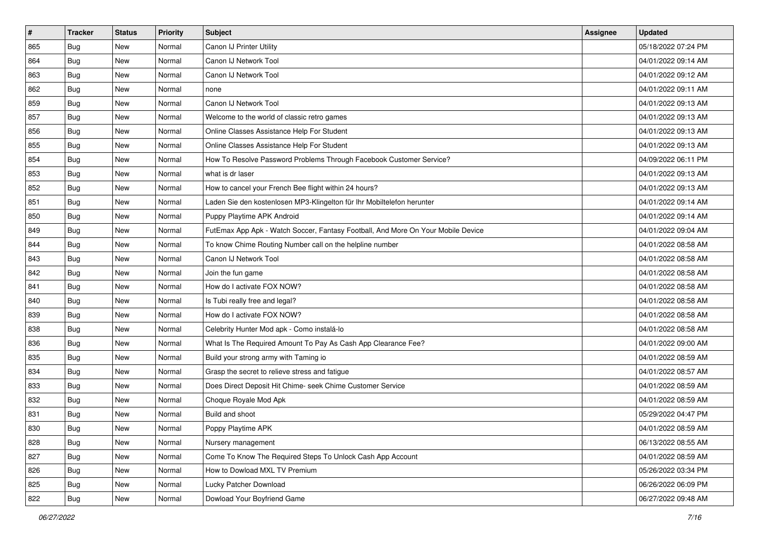| # | Tracker | Status | Priority | Subject | Assignee | Updated |
|---|---|---|---|---|---|---|
| 865 | Bug | New | Normal | Canon IJ Printer Utility | | 05/18/2022 07:24 PM |
| 864 | Bug | New | Normal | Canon IJ Network Tool | | 04/01/2022 09:14 AM |
| 863 | Bug | New | Normal | Canon IJ Network Tool | | 04/01/2022 09:12 AM |
| 862 | Bug | New | Normal | none | | 04/01/2022 09:11 AM |
| 859 | Bug | New | Normal | Canon IJ Network Tool | | 04/01/2022 09:13 AM |
| 857 | Bug | New | Normal | Welcome to the world of classic retro games | | 04/01/2022 09:13 AM |
| 856 | Bug | New | Normal | Online Classes Assistance Help For Student | | 04/01/2022 09:13 AM |
| 855 | Bug | New | Normal | Online Classes Assistance Help For Student | | 04/01/2022 09:13 AM |
| 854 | Bug | New | Normal | How To Resolve Password Problems Through Facebook Customer Service? | | 04/09/2022 06:11 PM |
| 853 | Bug | New | Normal | what is dr laser | | 04/01/2022 09:13 AM |
| 852 | Bug | New | Normal | How to cancel your French Bee flight within 24 hours? | | 04/01/2022 09:13 AM |
| 851 | Bug | New | Normal | Laden Sie den kostenlosen MP3-Klingelton für Ihr Mobiltelefon herunter | | 04/01/2022 09:14 AM |
| 850 | Bug | New | Normal | Puppy Playtime APK Android | | 04/01/2022 09:14 AM |
| 849 | Bug | New | Normal | FutEmax App Apk - Watch Soccer, Fantasy Football, And More On Your Mobile Device | | 04/01/2022 09:04 AM |
| 844 | Bug | New | Normal | To know Chime Routing Number call on the helpline number | | 04/01/2022 08:58 AM |
| 843 | Bug | New | Normal | Canon IJ Network Tool | | 04/01/2022 08:58 AM |
| 842 | Bug | New | Normal | Join the fun game | | 04/01/2022 08:58 AM |
| 841 | Bug | New | Normal | How do I activate FOX NOW? | | 04/01/2022 08:58 AM |
| 840 | Bug | New | Normal | Is Tubi really free and legal? | | 04/01/2022 08:58 AM |
| 839 | Bug | New | Normal | How do I activate FOX NOW? | | 04/01/2022 08:58 AM |
| 838 | Bug | New | Normal | Celebrity Hunter Mod apk - Como instalá-lo | | 04/01/2022 08:58 AM |
| 836 | Bug | New | Normal | What Is The Required Amount To Pay As Cash App Clearance Fee? | | 04/01/2022 09:00 AM |
| 835 | Bug | New | Normal | Build your strong army with Taming io | | 04/01/2022 08:59 AM |
| 834 | Bug | New | Normal | Grasp the secret to relieve stress and fatigue | | 04/01/2022 08:57 AM |
| 833 | Bug | New | Normal | Does Direct Deposit Hit Chime- seek Chime Customer Service | | 04/01/2022 08:59 AM |
| 832 | Bug | New | Normal | Choque Royale Mod Apk | | 04/01/2022 08:59 AM |
| 831 | Bug | New | Normal | Build and shoot | | 05/29/2022 04:47 PM |
| 830 | Bug | New | Normal | Poppy Playtime APK | | 04/01/2022 08:59 AM |
| 828 | Bug | New | Normal | Nursery management | | 06/13/2022 08:55 AM |
| 827 | Bug | New | Normal | Come To Know The Required Steps To Unlock Cash App Account | | 04/01/2022 08:59 AM |
| 826 | Bug | New | Normal | How to Dowload MXL TV Premium | | 05/26/2022 03:34 PM |
| 825 | Bug | New | Normal | Lucky Patcher Download | | 06/26/2022 06:09 PM |
| 822 | Bug | New | Normal | Dowload Your Boyfriend Game | | 06/27/2022 09:48 AM |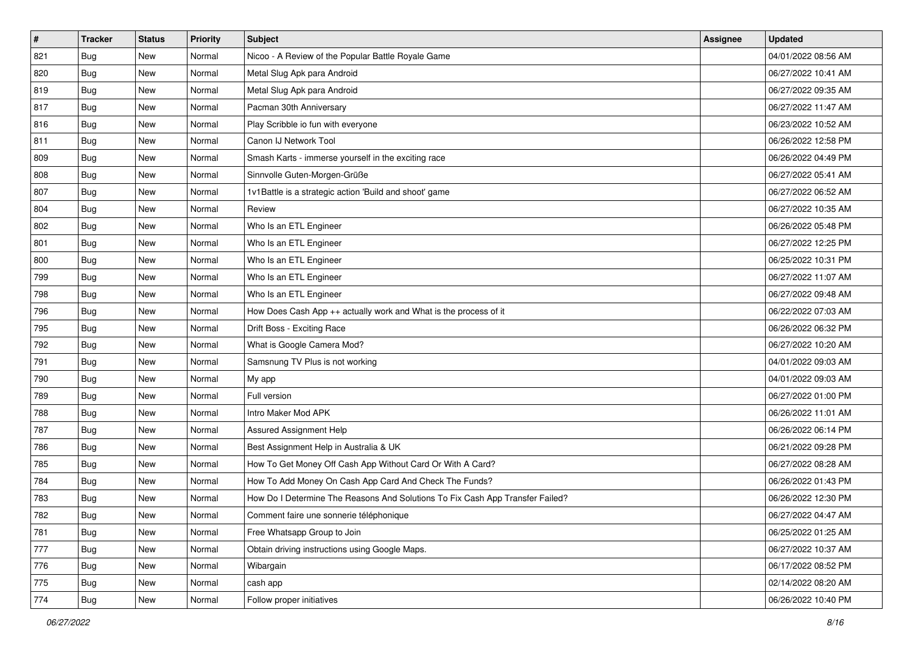| # | Tracker | Status | Priority | Subject | Assignee | Updated |
|---|---|---|---|---|---|---|
| 821 | Bug | New | Normal | Nicoo - A Review of the Popular Battle Royale Game | | 04/01/2022 08:56 AM |
| 820 | Bug | New | Normal | Metal Slug Apk para Android | | 06/27/2022 10:41 AM |
| 819 | Bug | New | Normal | Metal Slug Apk para Android | | 06/27/2022 09:35 AM |
| 817 | Bug | New | Normal | Pacman 30th Anniversary | | 06/27/2022 11:47 AM |
| 816 | Bug | New | Normal | Play Scribble io fun with everyone | | 06/23/2022 10:52 AM |
| 811 | Bug | New | Normal | Canon IJ Network Tool | | 06/26/2022 12:58 PM |
| 809 | Bug | New | Normal | Smash Karts - immerse yourself in the exciting race | | 06/26/2022 04:49 PM |
| 808 | Bug | New | Normal | Sinnvolle Guten-Morgen-Grüße | | 06/27/2022 05:41 AM |
| 807 | Bug | New | Normal | 1v1Battle is a strategic action 'Build and shoot' game | | 06/27/2022 06:52 AM |
| 804 | Bug | New | Normal | Review | | 06/27/2022 10:35 AM |
| 802 | Bug | New | Normal | Who Is an ETL Engineer | | 06/26/2022 05:48 PM |
| 801 | Bug | New | Normal | Who Is an ETL Engineer | | 06/27/2022 12:25 PM |
| 800 | Bug | New | Normal | Who Is an ETL Engineer | | 06/25/2022 10:31 PM |
| 799 | Bug | New | Normal | Who Is an ETL Engineer | | 06/27/2022 11:07 AM |
| 798 | Bug | New | Normal | Who Is an ETL Engineer | | 06/27/2022 09:48 AM |
| 796 | Bug | New | Normal | How Does Cash App ++ actually work and What is the process of it | | 06/22/2022 07:03 AM |
| 795 | Bug | New | Normal | Drift Boss - Exciting Race | | 06/26/2022 06:32 PM |
| 792 | Bug | New | Normal | What is Google Camera Mod? | | 06/27/2022 10:20 AM |
| 791 | Bug | New | Normal | Samsnung TV Plus is not working | | 04/01/2022 09:03 AM |
| 790 | Bug | New | Normal | My app | | 04/01/2022 09:03 AM |
| 789 | Bug | New | Normal | Full version | | 06/27/2022 01:00 PM |
| 788 | Bug | New | Normal | Intro Maker Mod APK | | 06/26/2022 11:01 AM |
| 787 | Bug | New | Normal | Assured Assignment Help | | 06/26/2022 06:14 PM |
| 786 | Bug | New | Normal | Best Assignment Help in Australia & UK | | 06/21/2022 09:28 PM |
| 785 | Bug | New | Normal | How To Get Money Off Cash App Without Card Or With A Card? | | 06/27/2022 08:28 AM |
| 784 | Bug | New | Normal | How To Add Money On Cash App Card And Check The Funds? | | 06/26/2022 01:43 PM |
| 783 | Bug | New | Normal | How Do I Determine The Reasons And Solutions To Fix Cash App Transfer Failed? | | 06/26/2022 12:30 PM |
| 782 | Bug | New | Normal | Comment faire une sonnerie téléphonique | | 06/27/2022 04:47 AM |
| 781 | Bug | New | Normal | Free Whatsapp Group to Join | | 06/25/2022 01:25 AM |
| 777 | Bug | New | Normal | Obtain driving instructions using Google Maps. | | 06/27/2022 10:37 AM |
| 776 | Bug | New | Normal | Wibargain | | 06/17/2022 08:52 PM |
| 775 | Bug | New | Normal | cash app | | 02/14/2022 08:20 AM |
| 774 | Bug | New | Normal | Follow proper initiatives | | 06/26/2022 10:40 PM |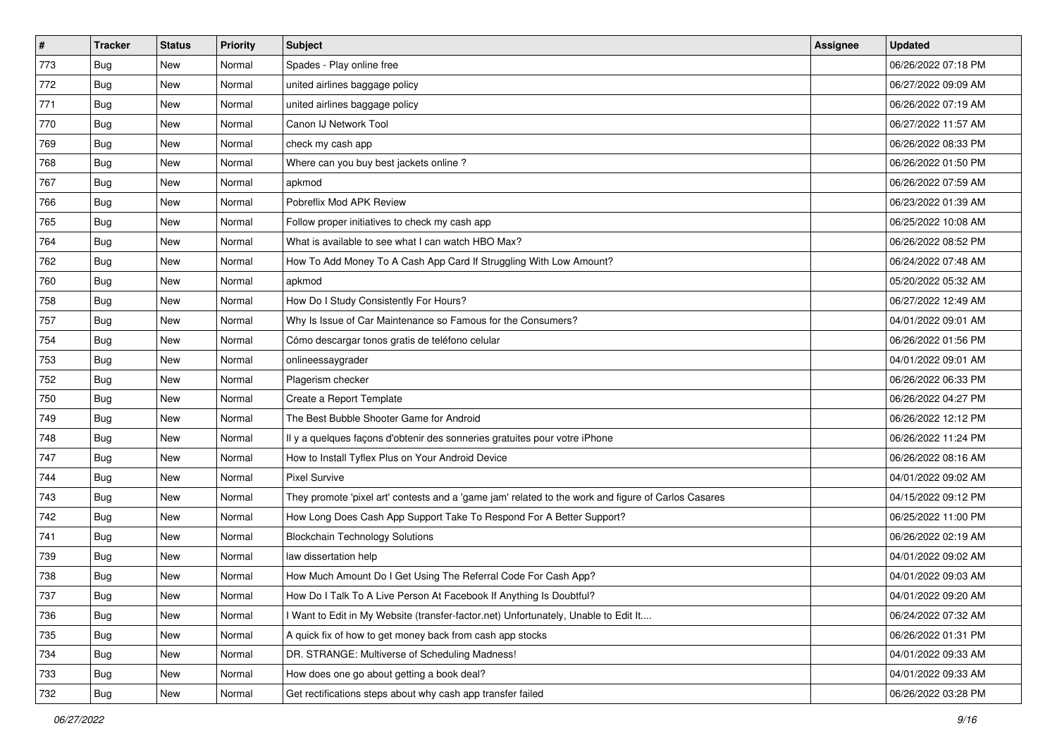| # | Tracker | Status | Priority | Subject | Assignee | Updated |
|---|---|---|---|---|---|---|
| 773 | Bug | New | Normal | Spades - Play online free | | 06/26/2022 07:18 PM |
| 772 | Bug | New | Normal | united airlines baggage policy | | 06/27/2022 09:09 AM |
| 771 | Bug | New | Normal | united airlines baggage policy | | 06/26/2022 07:19 AM |
| 770 | Bug | New | Normal | Canon IJ Network Tool | | 06/27/2022 11:57 AM |
| 769 | Bug | New | Normal | check my cash app | | 06/26/2022 08:33 PM |
| 768 | Bug | New | Normal | Where can you buy best jackets online ? | | 06/26/2022 01:50 PM |
| 767 | Bug | New | Normal | apkmod | | 06/26/2022 07:59 AM |
| 766 | Bug | New | Normal | Pobreflix Mod APK Review | | 06/23/2022 01:39 AM |
| 765 | Bug | New | Normal | Follow proper initiatives to check my cash app | | 06/25/2022 10:08 AM |
| 764 | Bug | New | Normal | What is available to see what I can watch HBO Max? | | 06/26/2022 08:52 PM |
| 762 | Bug | New | Normal | How To Add Money To A Cash App Card If Struggling With Low Amount? | | 06/24/2022 07:48 AM |
| 760 | Bug | New | Normal | apkmod | | 05/20/2022 05:32 AM |
| 758 | Bug | New | Normal | How Do I Study Consistently For Hours? | | 06/27/2022 12:49 AM |
| 757 | Bug | New | Normal | Why Is Issue of Car Maintenance so Famous for the Consumers? | | 04/01/2022 09:01 AM |
| 754 | Bug | New | Normal | Cómo descargar tonos gratis de teléfono celular | | 06/26/2022 01:56 PM |
| 753 | Bug | New | Normal | onlineessaygrader | | 04/01/2022 09:01 AM |
| 752 | Bug | New | Normal | Plagerism checker | | 06/26/2022 06:33 PM |
| 750 | Bug | New | Normal | Create a Report Template | | 06/26/2022 04:27 PM |
| 749 | Bug | New | Normal | The Best Bubble Shooter Game for Android | | 06/26/2022 12:12 PM |
| 748 | Bug | New | Normal | Il y a quelques façons d'obtenir des sonneries gratuites pour votre iPhone | | 06/26/2022 11:24 PM |
| 747 | Bug | New | Normal | How to Install Tyflex Plus on Your Android Device | | 06/26/2022 08:16 AM |
| 744 | Bug | New | Normal | Pixel Survive | | 04/01/2022 09:02 AM |
| 743 | Bug | New | Normal | They promote 'pixel art' contests and a 'game jam' related to the work and figure of Carlos Casares | | 04/15/2022 09:12 PM |
| 742 | Bug | New | Normal | How Long Does Cash App Support Take To Respond For A Better Support? | | 06/25/2022 11:00 PM |
| 741 | Bug | New | Normal | Blockchain Technology Solutions | | 06/26/2022 02:19 AM |
| 739 | Bug | New | Normal | law dissertation help | | 04/01/2022 09:02 AM |
| 738 | Bug | New | Normal | How Much Amount Do I Get Using The Referral Code For Cash App? | | 04/01/2022 09:03 AM |
| 737 | Bug | New | Normal | How Do I Talk To A Live Person At Facebook If Anything Is Doubtful? | | 04/01/2022 09:20 AM |
| 736 | Bug | New | Normal | I Want to Edit in My Website (transfer-factor.net) Unfortunately, Unable to Edit It.... | | 06/24/2022 07:32 AM |
| 735 | Bug | New | Normal | A quick fix of how to get money back from cash app stocks | | 06/26/2022 01:31 PM |
| 734 | Bug | New | Normal | DR. STRANGE: Multiverse of Scheduling Madness! | | 04/01/2022 09:33 AM |
| 733 | Bug | New | Normal | How does one go about getting a book deal? | | 04/01/2022 09:33 AM |
| 732 | Bug | New | Normal | Get rectifications steps about why cash app transfer failed | | 06/26/2022 03:28 PM |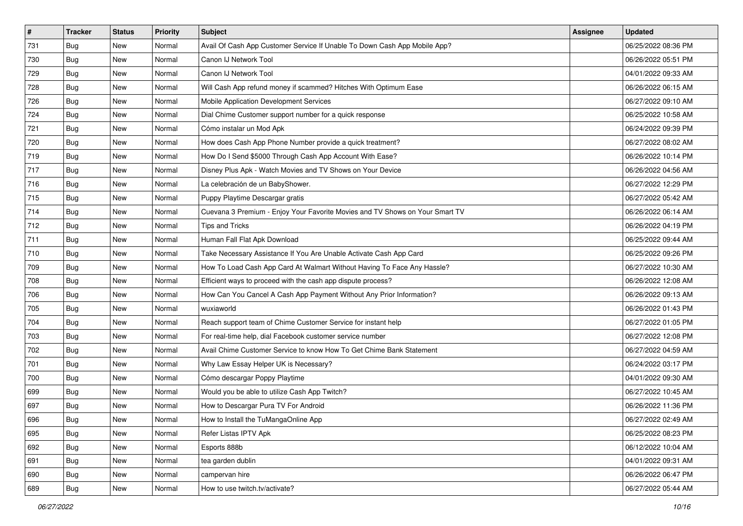| # | Tracker | Status | Priority | Subject | Assignee | Updated |
| --- | --- | --- | --- | --- | --- | --- |
| 731 | Bug | New | Normal | Avail Of Cash App Customer Service If Unable To Down Cash App Mobile App? | | 06/25/2022 08:36 PM |
| 730 | Bug | New | Normal | Canon IJ Network Tool | | 06/26/2022 05:51 PM |
| 729 | Bug | New | Normal | Canon IJ Network Tool | | 04/01/2022 09:33 AM |
| 728 | Bug | New | Normal | Will Cash App refund money if scammed? Hitches With Optimum Ease | | 06/26/2022 06:15 AM |
| 726 | Bug | New | Normal | Mobile Application Development Services | | 06/27/2022 09:10 AM |
| 724 | Bug | New | Normal | Dial Chime Customer support number for a quick response | | 06/25/2022 10:58 AM |
| 721 | Bug | New | Normal | Cómo instalar un Mod Apk | | 06/24/2022 09:39 PM |
| 720 | Bug | New | Normal | How does Cash App Phone Number provide a quick treatment? | | 06/27/2022 08:02 AM |
| 719 | Bug | New | Normal | How Do I Send $5000 Through Cash App Account With Ease? | | 06/26/2022 10:14 PM |
| 717 | Bug | New | Normal | Disney Plus Apk - Watch Movies and TV Shows on Your Device | | 06/26/2022 04:56 AM |
| 716 | Bug | New | Normal | La celebración de un BabyShower. | | 06/27/2022 12:29 PM |
| 715 | Bug | New | Normal | Puppy Playtime Descargar gratis | | 06/27/2022 05:42 AM |
| 714 | Bug | New | Normal | Cuevana 3 Premium - Enjoy Your Favorite Movies and TV Shows on Your Smart TV | | 06/26/2022 06:14 AM |
| 712 | Bug | New | Normal | Tips and Tricks | | 06/26/2022 04:19 PM |
| 711 | Bug | New | Normal | Human Fall Flat Apk Download | | 06/25/2022 09:44 AM |
| 710 | Bug | New | Normal | Take Necessary Assistance If You Are Unable Activate Cash App Card | | 06/25/2022 09:26 PM |
| 709 | Bug | New | Normal | How To Load Cash App Card At Walmart Without Having To Face Any Hassle? | | 06/27/2022 10:30 AM |
| 708 | Bug | New | Normal | Efficient ways to proceed with the cash app dispute process? | | 06/26/2022 12:08 AM |
| 706 | Bug | New | Normal | How Can You Cancel A Cash App Payment Without Any Prior Information? | | 06/26/2022 09:13 AM |
| 705 | Bug | New | Normal | wuxiaworld | | 06/26/2022 01:43 PM |
| 704 | Bug | New | Normal | Reach support team of Chime Customer Service for instant help | | 06/27/2022 01:05 PM |
| 703 | Bug | New | Normal | For real-time help, dial Facebook customer service number | | 06/27/2022 12:08 PM |
| 702 | Bug | New | Normal | Avail Chime Customer Service to know How To Get Chime Bank Statement | | 06/27/2022 04:59 AM |
| 701 | Bug | New | Normal | Why Law Essay Helper UK is Necessary? | | 06/24/2022 03:17 PM |
| 700 | Bug | New | Normal | Cómo descargar Poppy Playtime | | 04/01/2022 09:30 AM |
| 699 | Bug | New | Normal | Would you be able to utilize Cash App Twitch? | | 06/27/2022 10:45 AM |
| 697 | Bug | New | Normal | How to Descargar Pura TV For Android | | 06/26/2022 11:36 PM |
| 696 | Bug | New | Normal | How to Install the TuMangaOnline App | | 06/27/2022 02:49 AM |
| 695 | Bug | New | Normal | Refer Listas IPTV Apk | | 06/25/2022 08:23 PM |
| 692 | Bug | New | Normal | Esports 888b | | 06/12/2022 10:04 AM |
| 691 | Bug | New | Normal | tea garden dublin | | 04/01/2022 09:31 AM |
| 690 | Bug | New | Normal | campervan hire | | 06/26/2022 06:47 PM |
| 689 | Bug | New | Normal | How to use twitch.tv/activate? | | 06/27/2022 05:44 AM |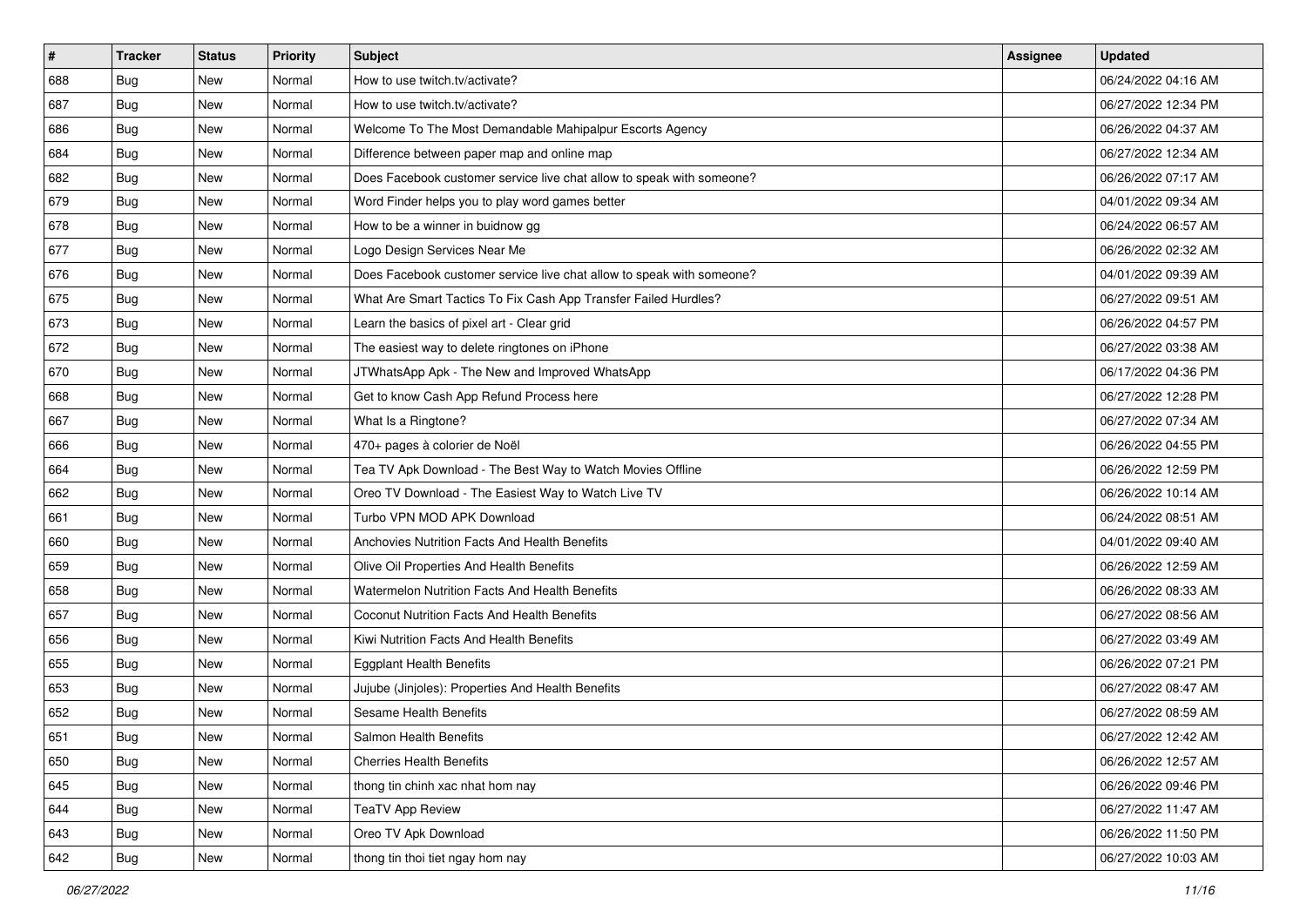| # | Tracker | Status | Priority | Subject | Assignee | Updated |
| --- | --- | --- | --- | --- | --- | --- |
| 688 | Bug | New | Normal | How to use twitch.tv/activate? | | 06/24/2022 04:16 AM |
| 687 | Bug | New | Normal | How to use twitch.tv/activate? | | 06/27/2022 12:34 PM |
| 686 | Bug | New | Normal | Welcome To The Most Demandable Mahipalpur Escorts Agency | | 06/26/2022 04:37 AM |
| 684 | Bug | New | Normal | Difference between paper map and online map | | 06/27/2022 12:34 AM |
| 682 | Bug | New | Normal | Does Facebook customer service live chat allow to speak with someone? | | 06/26/2022 07:17 AM |
| 679 | Bug | New | Normal | Word Finder helps you to play word games better | | 04/01/2022 09:34 AM |
| 678 | Bug | New | Normal | How to be a winner in buidnow gg | | 06/24/2022 06:57 AM |
| 677 | Bug | New | Normal | Logo Design Services Near Me | | 06/26/2022 02:32 AM |
| 676 | Bug | New | Normal | Does Facebook customer service live chat allow to speak with someone? | | 04/01/2022 09:39 AM |
| 675 | Bug | New | Normal | What Are Smart Tactics To Fix Cash App Transfer Failed Hurdles? | | 06/27/2022 09:51 AM |
| 673 | Bug | New | Normal | Learn the basics of pixel art - Clear grid | | 06/26/2022 04:57 PM |
| 672 | Bug | New | Normal | The easiest way to delete ringtones on iPhone | | 06/27/2022 03:38 AM |
| 670 | Bug | New | Normal | JTWhatsApp Apk - The New and Improved WhatsApp | | 06/17/2022 04:36 PM |
| 668 | Bug | New | Normal | Get to know Cash App Refund Process here | | 06/27/2022 12:28 PM |
| 667 | Bug | New | Normal | What Is a Ringtone? | | 06/27/2022 07:34 AM |
| 666 | Bug | New | Normal | 470+ pages à colorier de Noël | | 06/26/2022 04:55 PM |
| 664 | Bug | New | Normal | Tea TV Apk Download - The Best Way to Watch Movies Offline | | 06/26/2022 12:59 PM |
| 662 | Bug | New | Normal | Oreo TV Download - The Easiest Way to Watch Live TV | | 06/26/2022 10:14 AM |
| 661 | Bug | New | Normal | Turbo VPN MOD APK Download | | 06/24/2022 08:51 AM |
| 660 | Bug | New | Normal | Anchovies Nutrition Facts And Health Benefits | | 04/01/2022 09:40 AM |
| 659 | Bug | New | Normal | Olive Oil Properties And Health Benefits | | 06/26/2022 12:59 AM |
| 658 | Bug | New | Normal | Watermelon Nutrition Facts And Health Benefits | | 06/26/2022 08:33 AM |
| 657 | Bug | New | Normal | Coconut Nutrition Facts And Health Benefits | | 06/27/2022 08:56 AM |
| 656 | Bug | New | Normal | Kiwi Nutrition Facts And Health Benefits | | 06/27/2022 03:49 AM |
| 655 | Bug | New | Normal | Eggplant Health Benefits | | 06/26/2022 07:21 PM |
| 653 | Bug | New | Normal | Jujube (Jinjoles): Properties And Health Benefits | | 06/27/2022 08:47 AM |
| 652 | Bug | New | Normal | Sesame Health Benefits | | 06/27/2022 08:59 AM |
| 651 | Bug | New | Normal | Salmon Health Benefits | | 06/27/2022 12:42 AM |
| 650 | Bug | New | Normal | Cherries Health Benefits | | 06/26/2022 12:57 AM |
| 645 | Bug | New | Normal | thong tin chinh xac nhat hom nay | | 06/26/2022 09:46 PM |
| 644 | Bug | New | Normal | TeaTV App Review | | 06/27/2022 11:47 AM |
| 643 | Bug | New | Normal | Oreo TV Apk Download | | 06/26/2022 11:50 PM |
| 642 | Bug | New | Normal | thong tin thoi tiet ngay hom nay | | 06/27/2022 10:03 AM |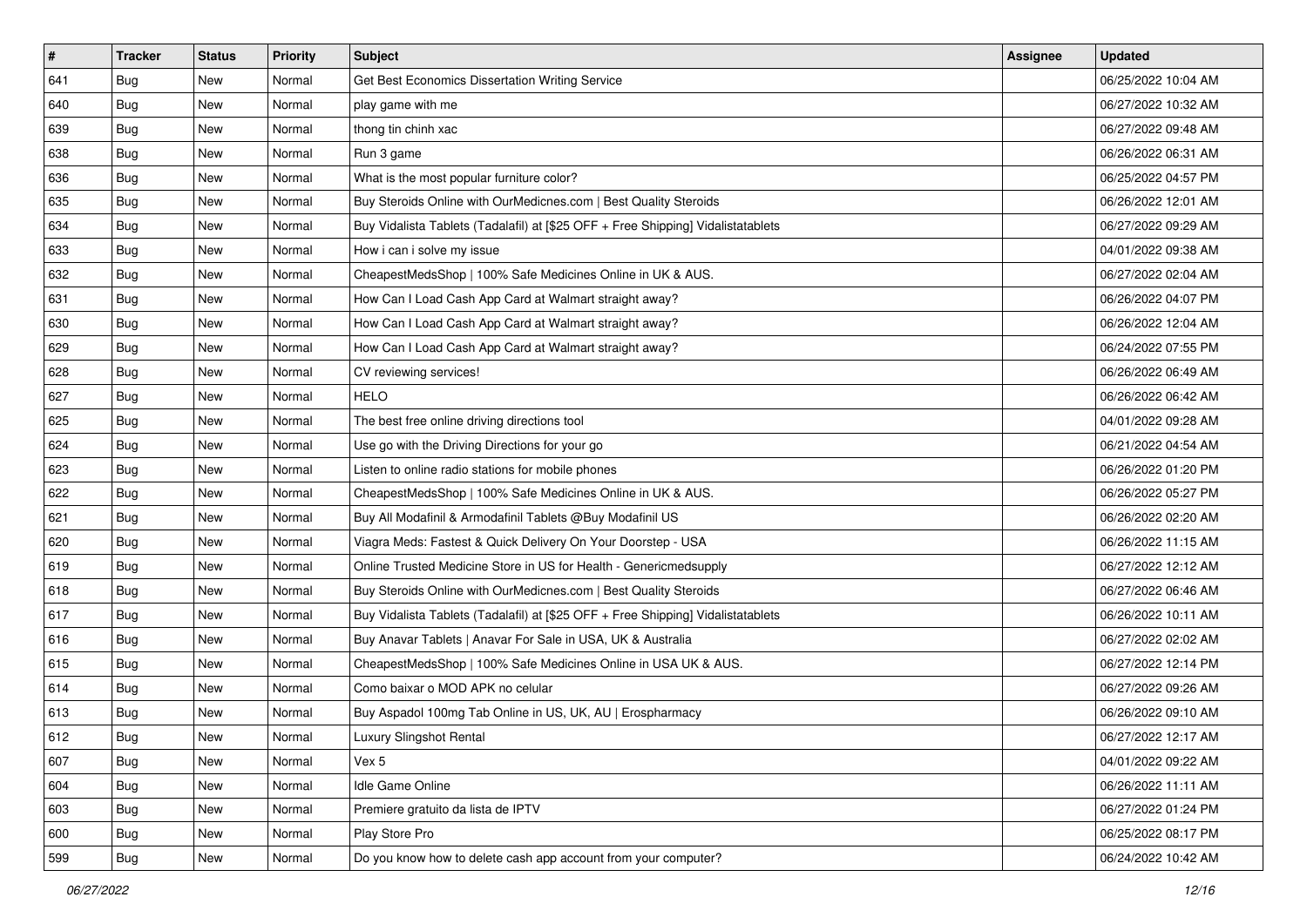| # | Tracker | Status | Priority | Subject | Assignee | Updated |
|---|---|---|---|---|---|---|
| 641 | Bug | New | Normal | Get Best Economics Dissertation Writing Service | | 06/25/2022 10:04 AM |
| 640 | Bug | New | Normal | play game with me | | 06/27/2022 10:32 AM |
| 639 | Bug | New | Normal | thong tin chinh xac | | 06/27/2022 09:48 AM |
| 638 | Bug | New | Normal | Run 3 game | | 06/26/2022 06:31 AM |
| 636 | Bug | New | Normal | What is the most popular furniture color? | | 06/25/2022 04:57 PM |
| 635 | Bug | New | Normal | Buy Steroids Online with OurMedicnes.com \| Best Quality Steroids | | 06/26/2022 12:01 AM |
| 634 | Bug | New | Normal | Buy Vidalista Tablets (Tadalafil) at [$25 OFF + Free Shipping] Vidalistatablets | | 06/27/2022 09:29 AM |
| 633 | Bug | New | Normal | How i can i solve my issue | | 04/01/2022 09:38 AM |
| 632 | Bug | New | Normal | CheapestMedsShop \| 100% Safe Medicines Online in UK & AUS. | | 06/27/2022 02:04 AM |
| 631 | Bug | New | Normal | How Can I Load Cash App Card at Walmart straight away? | | 06/26/2022 04:07 PM |
| 630 | Bug | New | Normal | How Can I Load Cash App Card at Walmart straight away? | | 06/26/2022 12:04 AM |
| 629 | Bug | New | Normal | How Can I Load Cash App Card at Walmart straight away? | | 06/24/2022 07:55 PM |
| 628 | Bug | New | Normal | CV reviewing services! | | 06/26/2022 06:49 AM |
| 627 | Bug | New | Normal | HELO | | 06/26/2022 06:42 AM |
| 625 | Bug | New | Normal | The best free online driving directions tool | | 04/01/2022 09:28 AM |
| 624 | Bug | New | Normal | Use go with the Driving Directions for your go | | 06/21/2022 04:54 AM |
| 623 | Bug | New | Normal | Listen to online radio stations for mobile phones | | 06/26/2022 01:20 PM |
| 622 | Bug | New | Normal | CheapestMedsShop \| 100% Safe Medicines Online in UK & AUS. | | 06/26/2022 05:27 PM |
| 621 | Bug | New | Normal | Buy All Modafinil & Armodafinil Tablets @Buy Modafinil US | | 06/26/2022 02:20 AM |
| 620 | Bug | New | Normal | Viagra Meds: Fastest & Quick Delivery On Your Doorstep - USA | | 06/26/2022 11:15 AM |
| 619 | Bug | New | Normal | Online Trusted Medicine Store in US for Health - Genericmedsupply | | 06/27/2022 12:12 AM |
| 618 | Bug | New | Normal | Buy Steroids Online with OurMedicnes.com \| Best Quality Steroids | | 06/27/2022 06:46 AM |
| 617 | Bug | New | Normal | Buy Vidalista Tablets (Tadalafil) at [$25 OFF + Free Shipping] Vidalistatablets | | 06/26/2022 10:11 AM |
| 616 | Bug | New | Normal | Buy Anavar Tablets \| Anavar For Sale in USA, UK & Australia | | 06/27/2022 02:02 AM |
| 615 | Bug | New | Normal | CheapestMedsShop \| 100% Safe Medicines Online in USA UK & AUS. | | 06/27/2022 12:14 PM |
| 614 | Bug | New | Normal | Como baixar o MOD APK no celular | | 06/27/2022 09:26 AM |
| 613 | Bug | New | Normal | Buy Aspadol 100mg Tab Online in US, UK, AU \| Erospharmacy | | 06/26/2022 09:10 AM |
| 612 | Bug | New | Normal | Luxury Slingshot Rental | | 06/27/2022 12:17 AM |
| 607 | Bug | New | Normal | Vex 5 | | 04/01/2022 09:22 AM |
| 604 | Bug | New | Normal | Idle Game Online | | 06/26/2022 11:11 AM |
| 603 | Bug | New | Normal | Premiere gratuito da lista de IPTV | | 06/27/2022 01:24 PM |
| 600 | Bug | New | Normal | Play Store Pro | | 06/25/2022 08:17 PM |
| 599 | Bug | New | Normal | Do you know how to delete cash app account from your computer? | | 06/24/2022 10:42 AM |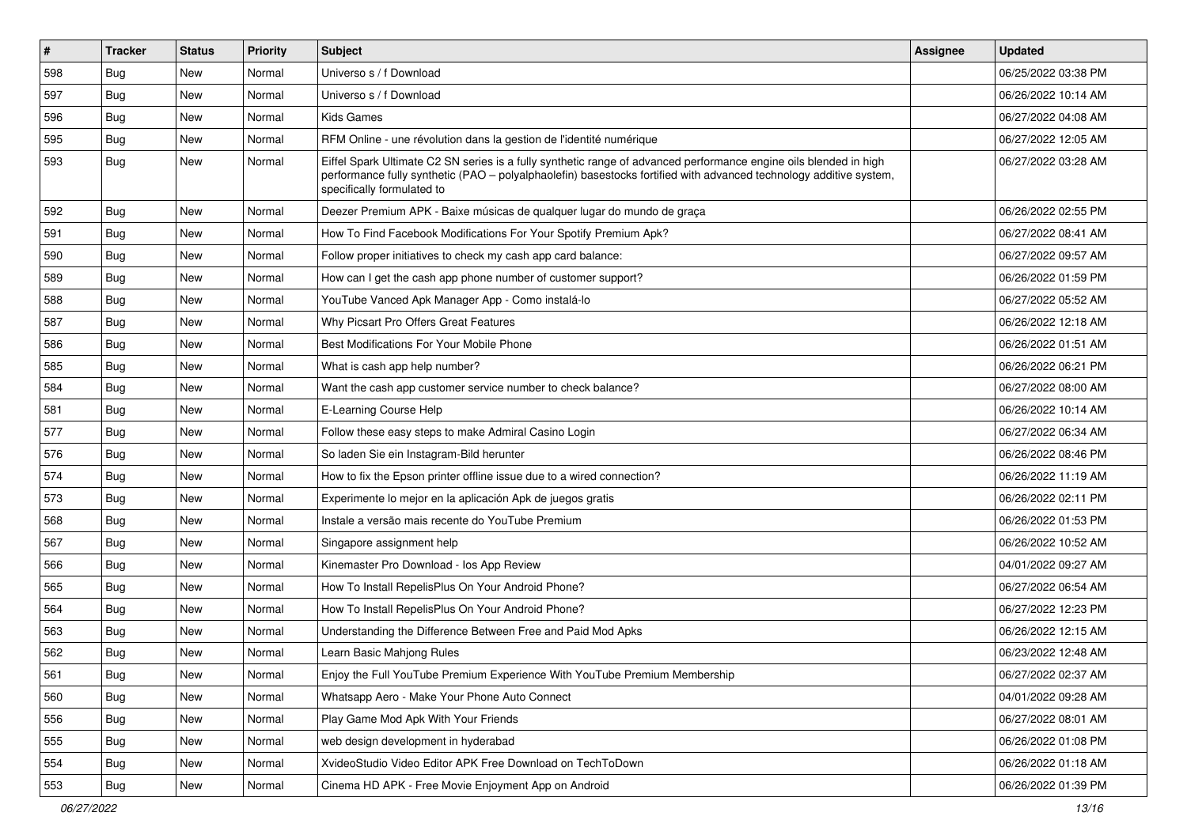| # | Tracker | Status | Priority | Subject | Assignee | Updated |
|---|---|---|---|---|---|---|
| 598 | Bug | New | Normal | Universo s / f Download | | 06/25/2022 03:38 PM |
| 597 | Bug | New | Normal | Universo s / f Download | | 06/26/2022 10:14 AM |
| 596 | Bug | New | Normal | Kids Games | | 06/27/2022 04:08 AM |
| 595 | Bug | New | Normal | RFM Online - une révolution dans la gestion de l'identité numérique | | 06/27/2022 12:05 AM |
| 593 | Bug | New | Normal | Eiffel Spark Ultimate C2 SN series is a fully synthetic range of advanced performance engine oils blended in high performance fully synthetic (PAO – polyalphaolefin) basestocks fortified with advanced technology additive system, specifically formulated to | | 06/27/2022 03:28 AM |
| 592 | Bug | New | Normal | Deezer Premium APK - Baixe músicas de qualquer lugar do mundo de graça | | 06/26/2022 02:55 PM |
| 591 | Bug | New | Normal | How To Find Facebook Modifications For Your Spotify Premium Apk? | | 06/27/2022 08:41 AM |
| 590 | Bug | New | Normal | Follow proper initiatives to check my cash app card balance: | | 06/27/2022 09:57 AM |
| 589 | Bug | New | Normal | How can I get the cash app phone number of customer support? | | 06/26/2022 01:59 PM |
| 588 | Bug | New | Normal | YouTube Vanced Apk Manager App - Como instalá-lo | | 06/27/2022 05:52 AM |
| 587 | Bug | New | Normal | Why Picsart Pro Offers Great Features | | 06/26/2022 12:18 AM |
| 586 | Bug | New | Normal | Best Modifications For Your Mobile Phone | | 06/26/2022 01:51 AM |
| 585 | Bug | New | Normal | What is cash app help number? | | 06/26/2022 06:21 PM |
| 584 | Bug | New | Normal | Want the cash app customer service number to check balance? | | 06/27/2022 08:00 AM |
| 581 | Bug | New | Normal | E-Learning Course Help | | 06/26/2022 10:14 AM |
| 577 | Bug | New | Normal | Follow these easy steps to make Admiral Casino Login | | 06/27/2022 06:34 AM |
| 576 | Bug | New | Normal | So laden Sie ein Instagram-Bild herunter | | 06/26/2022 08:46 PM |
| 574 | Bug | New | Normal | How to fix the Epson printer offline issue due to a wired connection? | | 06/26/2022 11:19 AM |
| 573 | Bug | New | Normal | Experimente lo mejor en la aplicación Apk de juegos gratis | | 06/26/2022 02:11 PM |
| 568 | Bug | New | Normal | Instale a versão mais recente do YouTube Premium | | 06/26/2022 01:53 PM |
| 567 | Bug | New | Normal | Singapore assignment help | | 06/26/2022 10:52 AM |
| 566 | Bug | New | Normal | Kinemaster Pro Download - Ios App Review | | 04/01/2022 09:27 AM |
| 565 | Bug | New | Normal | How To Install RepelisPlus On Your Android Phone? | | 06/27/2022 06:54 AM |
| 564 | Bug | New | Normal | How To Install RepelisPlus On Your Android Phone? | | 06/27/2022 12:23 PM |
| 563 | Bug | New | Normal | Understanding the Difference Between Free and Paid Mod Apks | | 06/26/2022 12:15 AM |
| 562 | Bug | New | Normal | Learn Basic Mahjong Rules | | 06/23/2022 12:48 AM |
| 561 | Bug | New | Normal | Enjoy the Full YouTube Premium Experience With YouTube Premium Membership | | 06/27/2022 02:37 AM |
| 560 | Bug | New | Normal | Whatsapp Aero - Make Your Phone Auto Connect | | 04/01/2022 09:28 AM |
| 556 | Bug | New | Normal | Play Game Mod Apk With Your Friends | | 06/27/2022 08:01 AM |
| 555 | Bug | New | Normal | web design development in hyderabad | | 06/26/2022 01:08 PM |
| 554 | Bug | New | Normal | XvideoStudio Video Editor APK Free Download on TechToDown | | 06/26/2022 01:18 AM |
| 553 | Bug | New | Normal | Cinema HD APK - Free Movie Enjoyment App on Android | | 06/26/2022 01:39 PM |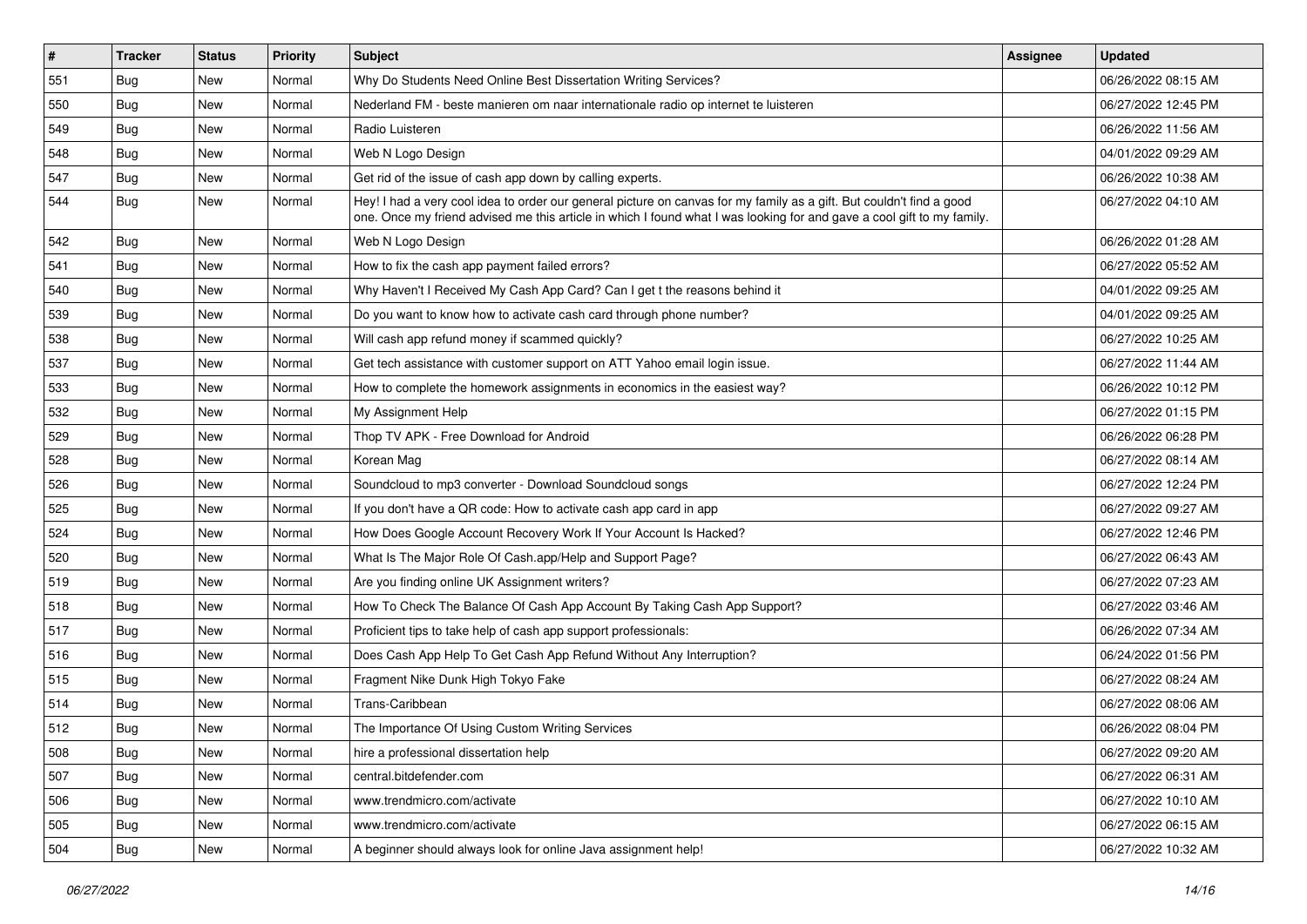| # | Tracker | Status | Priority | Subject | Assignee | Updated |
|---|---|---|---|---|---|---|
| 551 | Bug | New | Normal | Why Do Students Need Online Best Dissertation Writing Services? | | 06/26/2022 08:15 AM |
| 550 | Bug | New | Normal | Nederland FM - beste manieren om naar internationale radio op internet te luisteren | | 06/27/2022 12:45 PM |
| 549 | Bug | New | Normal | Radio Luisteren | | 06/26/2022 11:56 AM |
| 548 | Bug | New | Normal | Web N Logo Design | | 04/01/2022 09:29 AM |
| 547 | Bug | New | Normal | Get rid of the issue of cash app down by calling experts. | | 06/26/2022 10:38 AM |
| 544 | Bug | New | Normal | Hey! I had a very cool idea to order our general picture on canvas for my family as a gift. But couldn't find a good one. Once my friend advised me this article in which I found what I was looking for and gave a cool gift to my family. | | 06/27/2022 04:10 AM |
| 542 | Bug | New | Normal | Web N Logo Design | | 06/26/2022 01:28 AM |
| 541 | Bug | New | Normal | How to fix the cash app payment failed errors? | | 06/27/2022 05:52 AM |
| 540 | Bug | New | Normal | Why Haven't I Received My Cash App Card? Can I get t the reasons behind it | | 04/01/2022 09:25 AM |
| 539 | Bug | New | Normal | Do you want to know how to activate cash card through phone number? | | 04/01/2022 09:25 AM |
| 538 | Bug | New | Normal | Will cash app refund money if scammed quickly? | | 06/27/2022 10:25 AM |
| 537 | Bug | New | Normal | Get tech assistance with customer support on ATT Yahoo email login issue. | | 06/27/2022 11:44 AM |
| 533 | Bug | New | Normal | How to complete the homework assignments in economics in the easiest way? | | 06/26/2022 10:12 PM |
| 532 | Bug | New | Normal | My Assignment Help | | 06/27/2022 01:15 PM |
| 529 | Bug | New | Normal | Thop TV APK - Free Download for Android | | 06/26/2022 06:28 PM |
| 528 | Bug | New | Normal | Korean Mag | | 06/27/2022 08:14 AM |
| 526 | Bug | New | Normal | Soundcloud to mp3 converter - Download Soundcloud songs | | 06/27/2022 12:24 PM |
| 525 | Bug | New | Normal | If you don't have a QR code: How to activate cash app card in app | | 06/27/2022 09:27 AM |
| 524 | Bug | New | Normal | How Does Google Account Recovery Work If Your Account Is Hacked? | | 06/27/2022 12:46 PM |
| 520 | Bug | New | Normal | What Is The Major Role Of Cash.app/Help and Support Page? | | 06/27/2022 06:43 AM |
| 519 | Bug | New | Normal | Are you finding online UK Assignment writers? | | 06/27/2022 07:23 AM |
| 518 | Bug | New | Normal | How To Check The Balance Of Cash App Account By Taking Cash App Support? | | 06/27/2022 03:46 AM |
| 517 | Bug | New | Normal | Proficient tips to take help of cash app support professionals: | | 06/26/2022 07:34 AM |
| 516 | Bug | New | Normal | Does Cash App Help To Get Cash App Refund Without Any Interruption? | | 06/24/2022 01:56 PM |
| 515 | Bug | New | Normal | Fragment Nike Dunk High Tokyo Fake | | 06/27/2022 08:24 AM |
| 514 | Bug | New | Normal | Trans-Caribbean | | 06/27/2022 08:06 AM |
| 512 | Bug | New | Normal | The Importance Of Using Custom Writing Services | | 06/26/2022 08:04 PM |
| 508 | Bug | New | Normal | hire a professional dissertation help | | 06/27/2022 09:20 AM |
| 507 | Bug | New | Normal | central.bitdefender.com | | 06/27/2022 06:31 AM |
| 506 | Bug | New | Normal | www.trendmicro.com/activate | | 06/27/2022 10:10 AM |
| 505 | Bug | New | Normal | www.trendmicro.com/activate | | 06/27/2022 06:15 AM |
| 504 | Bug | New | Normal | A beginner should always look for online Java assignment help! | | 06/27/2022 10:32 AM |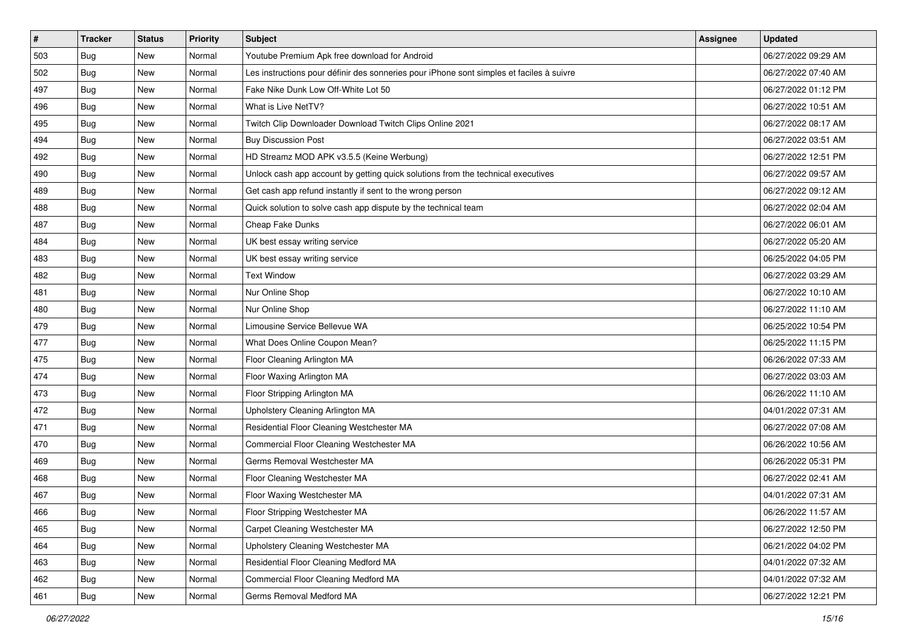| # | Tracker | Status | Priority | Subject | Assignee | Updated |
|---|---|---|---|---|---|---|
| 503 | Bug | New | Normal | Youtube Premium Apk free download for Android | | 06/27/2022 09:29 AM |
| 502 | Bug | New | Normal | Les instructions pour définir des sonneries pour iPhone sont simples et faciles à suivre | | 06/27/2022 07:40 AM |
| 497 | Bug | New | Normal | Fake Nike Dunk Low Off-White Lot 50 | | 06/27/2022 01:12 PM |
| 496 | Bug | New | Normal | What is Live NetTV? | | 06/27/2022 10:51 AM |
| 495 | Bug | New | Normal | Twitch Clip Downloader Download Twitch Clips Online 2021 | | 06/27/2022 08:17 AM |
| 494 | Bug | New | Normal | Buy Discussion Post | | 06/27/2022 03:51 AM |
| 492 | Bug | New | Normal | HD Streamz MOD APK v3.5.5 (Keine Werbung) | | 06/27/2022 12:51 PM |
| 490 | Bug | New | Normal | Unlock cash app account by getting quick solutions from the technical executives | | 06/27/2022 09:57 AM |
| 489 | Bug | New | Normal | Get cash app refund instantly if sent to the wrong person | | 06/27/2022 09:12 AM |
| 488 | Bug | New | Normal | Quick solution to solve cash app dispute by the technical team | | 06/27/2022 02:04 AM |
| 487 | Bug | New | Normal | Cheap Fake Dunks | | 06/27/2022 06:01 AM |
| 484 | Bug | New | Normal | UK best essay writing service | | 06/27/2022 05:20 AM |
| 483 | Bug | New | Normal | UK best essay writing service | | 06/25/2022 04:05 PM |
| 482 | Bug | New | Normal | Text Window | | 06/27/2022 03:29 AM |
| 481 | Bug | New | Normal | Nur Online Shop | | 06/27/2022 10:10 AM |
| 480 | Bug | New | Normal | Nur Online Shop | | 06/27/2022 11:10 AM |
| 479 | Bug | New | Normal | Limousine Service Bellevue WA | | 06/25/2022 10:54 PM |
| 477 | Bug | New | Normal | What Does Online Coupon Mean? | | 06/25/2022 11:15 PM |
| 475 | Bug | New | Normal | Floor Cleaning Arlington MA | | 06/26/2022 07:33 AM |
| 474 | Bug | New | Normal | Floor Waxing Arlington MA | | 06/27/2022 03:03 AM |
| 473 | Bug | New | Normal | Floor Stripping Arlington MA | | 06/26/2022 11:10 AM |
| 472 | Bug | New | Normal | Upholstery Cleaning Arlington MA | | 04/01/2022 07:31 AM |
| 471 | Bug | New | Normal | Residential Floor Cleaning Westchester MA | | 06/27/2022 07:08 AM |
| 470 | Bug | New | Normal | Commercial Floor Cleaning Westchester MA | | 06/26/2022 10:56 AM |
| 469 | Bug | New | Normal | Germs Removal Westchester MA | | 06/26/2022 05:31 PM |
| 468 | Bug | New | Normal | Floor Cleaning Westchester MA | | 06/27/2022 02:41 AM |
| 467 | Bug | New | Normal | Floor Waxing Westchester MA | | 04/01/2022 07:31 AM |
| 466 | Bug | New | Normal | Floor Stripping Westchester MA | | 06/26/2022 11:57 AM |
| 465 | Bug | New | Normal | Carpet Cleaning Westchester MA | | 06/27/2022 12:50 PM |
| 464 | Bug | New | Normal | Upholstery Cleaning Westchester MA | | 06/21/2022 04:02 PM |
| 463 | Bug | New | Normal | Residential Floor Cleaning Medford MA | | 04/01/2022 07:32 AM |
| 462 | Bug | New | Normal | Commercial Floor Cleaning Medford MA | | 04/01/2022 07:32 AM |
| 461 | Bug | New | Normal | Germs Removal Medford MA | | 06/27/2022 12:21 PM |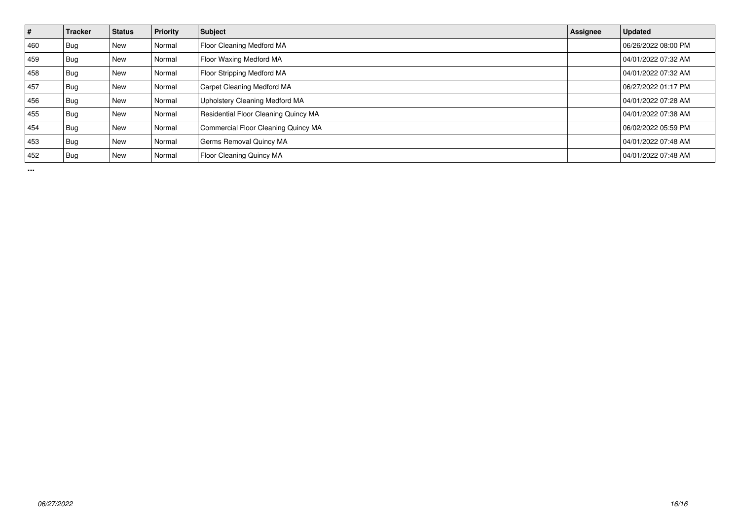| # | Tracker | Status | Priority | Subject | Assignee | Updated |
|---|---|---|---|---|---|---|
| 460 | Bug | New | Normal | Floor Cleaning Medford MA | | 06/26/2022 08:00 PM |
| 459 | Bug | New | Normal | Floor Waxing Medford MA | | 04/01/2022 07:32 AM |
| 458 | Bug | New | Normal | Floor Stripping Medford MA | | 04/01/2022 07:32 AM |
| 457 | Bug | New | Normal | Carpet Cleaning Medford MA | | 06/27/2022 01:17 PM |
| 456 | Bug | New | Normal | Upholstery Cleaning Medford MA | | 04/01/2022 07:28 AM |
| 455 | Bug | New | Normal | Residential Floor Cleaning Quincy MA | | 04/01/2022 07:38 AM |
| 454 | Bug | New | Normal | Commercial Floor Cleaning Quincy MA | | 06/02/2022 05:59 PM |
| 453 | Bug | New | Normal | Germs Removal Quincy MA | | 04/01/2022 07:48 AM |
| 452 | Bug | New | Normal | Floor Cleaning Quincy MA | | 04/01/2022 07:48 AM |

...